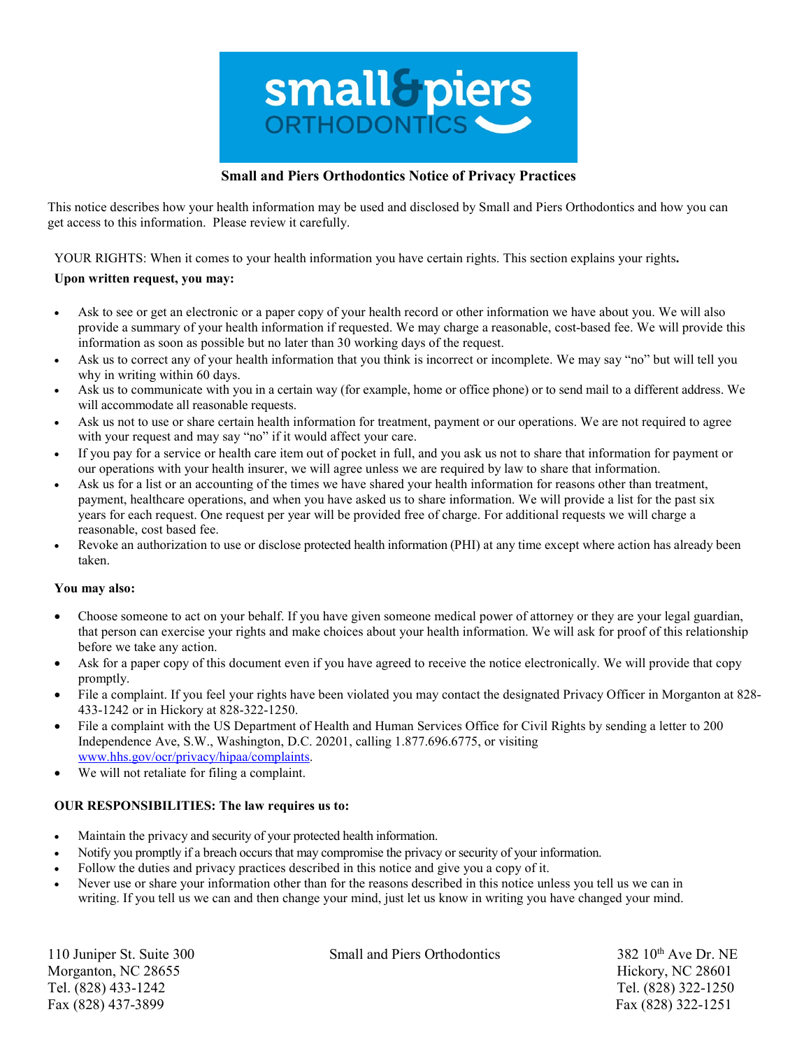# Small and Piers Orthodontics Notice of Privacy Practices

This notice describes how your health information may be used and disclosed by Small and Piers Orthodontics and how you can get access to this information. Please review it carefully.

YOUR RIGHTS: When it comes to your health information you have certain rights. This section explains your rights**.**

**Upon written request, you may:**

- Ask to see or get an electronic or a paper copy of your health record or other information we have about you. We will also provide a summary of your health information if requested. We may charge a reasonable, cost-based fee. We will provide this information as soon as possible but no later than 30 working days of the request.
- Ask us to correct any of your health information that you think is incorrect or incomplete. We may say "no" but will tell you why in writing within 60 days.
- Ask us to communicate with you in a certain way (for example, home or office phone) or to send mail to a different address. We will accommodate all reasonable requests.
- Ask us not to use or share certain health information for treatment, payment or our operations. We are not required to agree with your request and may say "no" if it would affect your care.
- If you pay for a service or health care item out of pocket in full, and you ask us not to share that information for payment or our operations with your health insurer, we will agree unless we are required by law to share that information.
- Ask us for a list or an accounting of the times we have shared your health information for reasons other than treatment, payment, healthcare operations, and when you have asked us to share information. We will provide a list for the past six years for each request. One request per year will be provided free of charge. For additional requests we will charge a reasonable, cost based fee.
- Revoke an authorization to use or disclose protected health information (PHI) at any time except where action has already been taken.

**You may also:**

- Choose someone to act on your behalf. If you have given someone medical power of attorney or they are your legal guardian, that person can exercise your rights and make choices about your health information. We will ask for proof of this relationship before we take any action.
- Ask for a paper copy of this document even if you have agreed to receive the notice electronically. We will provide that copy promptly.
- File a complaint. If you feel your rights have been violated you may contact the designated Privacy Officer in Morganton at 828-433-1242 or in Hickory at 828-322-1250.
- File a complaint with the US Department of Health and Human Services Office for Civil Rights by sending a letter to 200 Independence Ave, S.W., Washington, D.C. 20201, calling 1.877.696.6775, or visiting www.hhs.gov/ocr/privacy/hipaa/complaints.
- We will not retaliate for filing a complaint.

**OUR RESPONSIBILITIES: The law requires us to:**

- Maintain the privacy and security of your protected health information.
- Notify you promptly if a breach occurs that may compromise the privacy or security of your information.
- Follow the duties and privacy practices described in this notice and give you a copy of it.
- Never use or share your information other than for the reasons described in this notice unless you tell us we can in writing. If you tell us we can and then change your mind, just let us know in writing you have changed your mind.

110 Juniper St. Suite 300
Morganton, NC 28655
Tel. (828) 433-1242
Fax (828) 437-3899

Small and Piers Orthodontics

382 10th Ave Dr. NE
Hickory, NC 28601
Tel. (828) 322-1250
Fax (828) 322-1251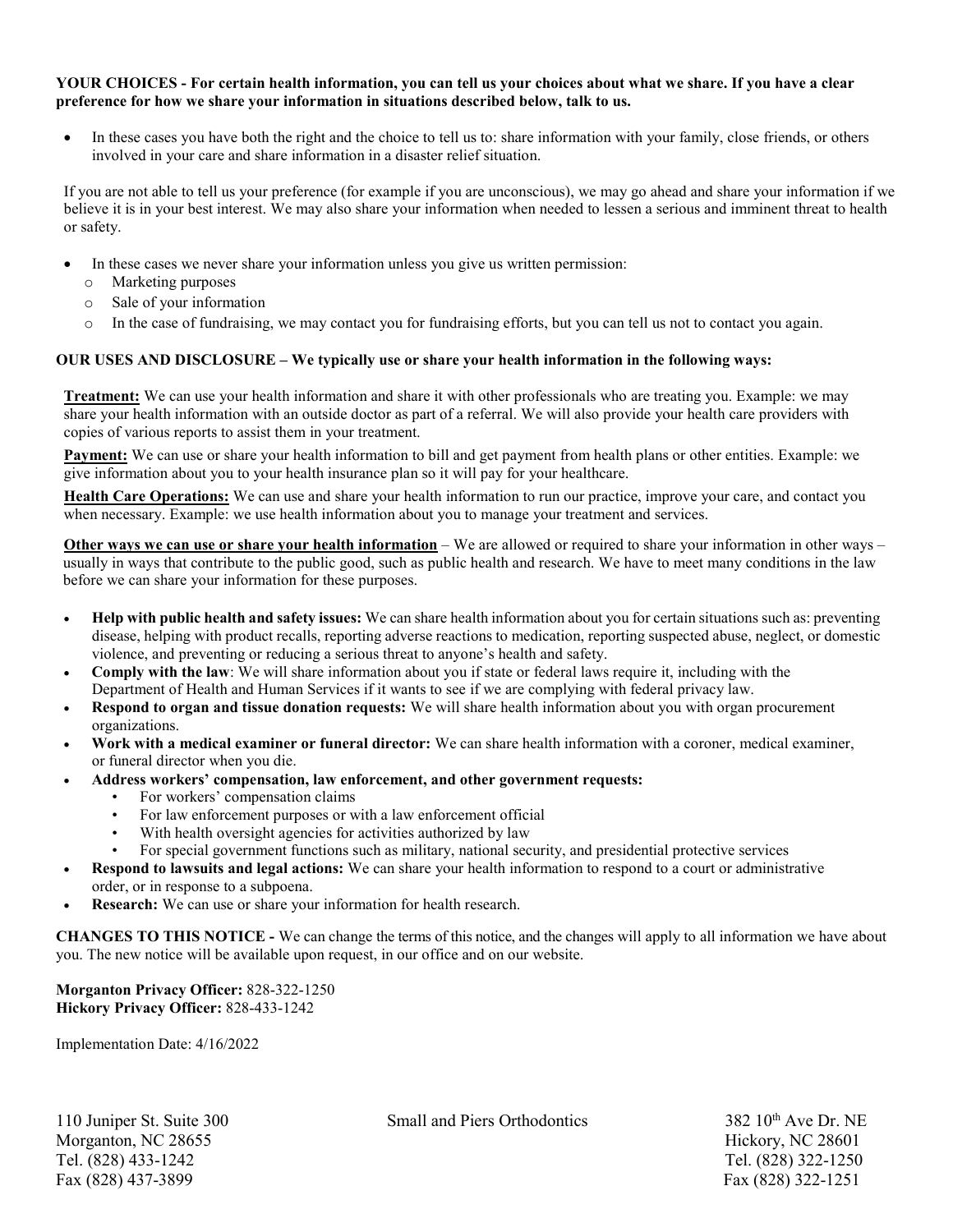**YOUR CHOICES - For certain health information, you can tell us your choices about what we share. If you have a clear preference for how we share your information in situations described below, talk to us.**

- In these cases you have both the right and the choice to tell us to: share information with your family, close friends, or others involved in your care and share information in a disaster relief situation.

If you are not able to tell us your preference (for example if you are unconscious), we may go ahead and share your information if we believe it is in your best interest. We may also share your information when needed to lessen a serious and imminent threat to health or safety.

- In these cases we never share your information unless you give us written permission:
  - Marketing purposes
  - Sale of your information
  - In the case of fundraising, we may contact you for fundraising efforts, but you can tell us not to contact you again.

**OUR USES AND DISCLOSURE – We typically use or share your health information in the following ways:**

**Treatment:** We can use your health information and share it with other professionals who are treating you. Example: we may share your health information with an outside doctor as part of a referral. We will also provide your health care providers with copies of various reports to assist them in your treatment.

**Payment:** We can use or share your health information to bill and get payment from health plans or other entities. Example: we give information about you to your health insurance plan so it will pay for your healthcare.

**Health Care Operations:** We can use and share your health information to run our practice, improve your care, and contact you when necessary. Example: we use health information about you to manage your treatment and services.

**Other ways we can use or share your health information** – We are allowed or required to share your information in other ways – usually in ways that contribute to the public good, such as public health and research. We have to meet many conditions in the law before we can share your information for these purposes.

- **Help with public health and safety issues:** We can share health information about you for certain situations such as: preventing disease, helping with product recalls, reporting adverse reactions to medication, reporting suspected abuse, neglect, or domestic violence, and preventing or reducing a serious threat to anyone's health and safety.
- **Comply with the law**: We will share information about you if state or federal laws require it, including with the Department of Health and Human Services if it wants to see if we are complying with federal privacy law.
- **Respond to organ and tissue donation requests:** We will share health information about you with organ procurement organizations.
- **Work with a medical examiner or funeral director:** We can share health information with a coroner, medical examiner, or funeral director when you die.
- **Address workers' compensation, law enforcement, and other government requests:**
  - For workers' compensation claims
  - For law enforcement purposes or with a law enforcement official
  - With health oversight agencies for activities authorized by law
  - For special government functions such as military, national security, and presidential protective services
- **Respond to lawsuits and legal actions:** We can share your health information to respond to a court or administrative order, or in response to a subpoena.
- **Research:** We can use or share your information for health research.

**CHANGES TO THIS NOTICE -** We can change the terms of this notice, and the changes will apply to all information we have about you. The new notice will be available upon request, in our office and on our website.

**Morganton Privacy Officer:** 828-322-1250
**Hickory Privacy Officer:** 828-433-1242

Implementation Date: 4/16/2022

110 Juniper St. Suite 300
Morganton, NC 28655
Tel. (828) 433-1242
Fax (828) 437-3899

Small and Piers Orthodontics

382 10th Ave Dr. NE
Hickory, NC 28601
Tel. (828) 322-1250
Fax (828) 322-1251